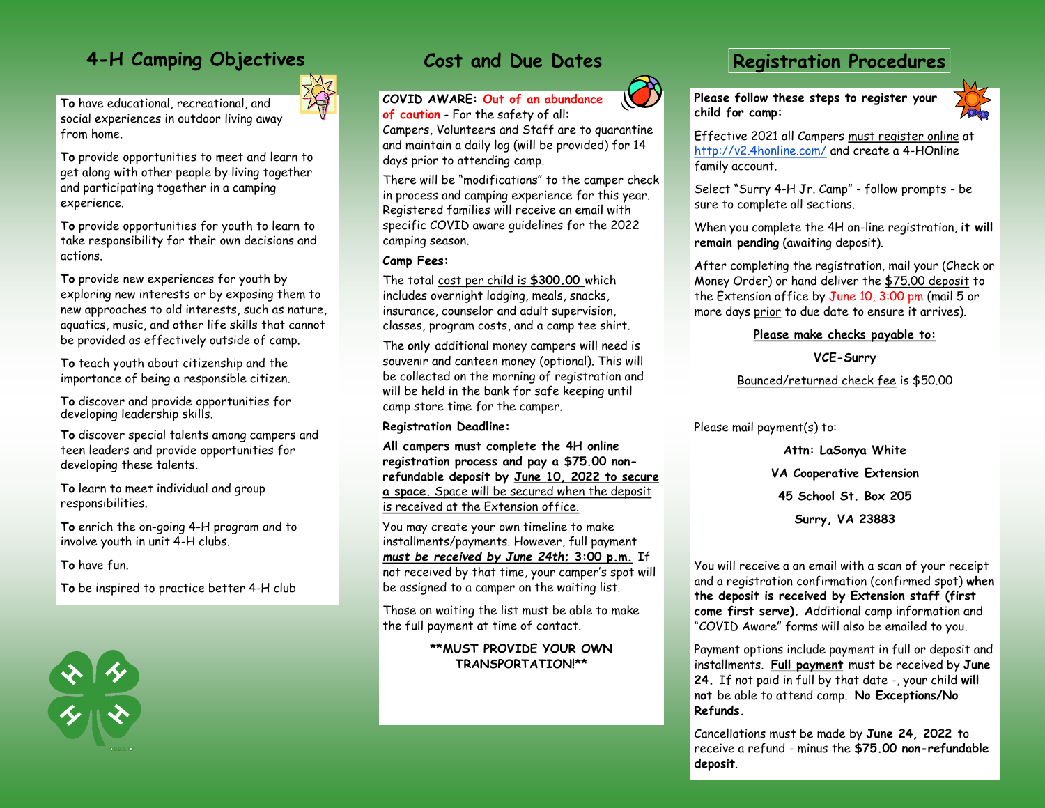## 4-H Camping Objectives

**To** have educational, recreational, and social experiences in outdoor living away from home.

**To** provide opportunities to meet and learn to get along with other people by living together and participating together in a camping experience.

**To** provide opportunities for youth to learn to take responsibility for their own decisions and actions.

**To** provide new experiences for youth by exploring new interests or by exposing them to new approaches to old interests, such as nature, aquatics, music, and other life skills that cannot be provided as effectively outside of camp.

**To** teach youth about citizenship and the importance of being a responsible citizen.

**To** discover and provide opportunities for developing leadership skills.

**To** discover special talents among campers and teen leaders and provide opportunities for developing these talents.

**To** learn to meet individual and group responsibilities.

**To** enrich the on-going 4-H program and to involve youth in unit 4-H clubs.

**To** have fun.

**To** be inspired to practice better 4-H club

## Cost and Due Dates

**COVID AWARE: Out of an abundance of caution** - For the safety of all: Campers, Volunteers and Staff are to quarantine and maintain a daily log (will be provided) for 14 days prior to attending camp.

There will be "modifications" to the camper check in process and camping experience for this year. Registered families will receive an email with specific COVID aware guidelines for the 2022 camping season.

**Camp Fees:**

The total cost per child is **$300.00** which includes overnight lodging, meals, snacks, insurance, counselor and adult supervision, classes, program costs, and a camp tee shirt.

The **only** additional money campers will need is souvenir and canteen money (optional). This will be collected on the morning of registration and will be held in the bank for safe keeping until camp store time for the camper.

**Registration Deadline:**

**All campers must complete the 4H online registration process and pay a $75.00 non-refundable deposit by June 10, 2022 to secure a space.** Space will be secured when the deposit is received at the Extension office.

You may create your own timeline to make installments/payments. However, full payment ***must be received by June 24th; 3:00 p.m.*** If not received by that time, your camper's spot will be assigned to a camper on the waiting list.

Those on waiting the list must be able to make the full payment at time of contact.

**\*\*MUST PROVIDE YOUR OWN TRANSPORTATION!\*\***

## Registration Procedures

**Please follow these steps to register your child for camp:**

Effective 2021 all Campers must register online at http://v2.4honline.com/ and create a 4-HOnline family account.

Select "Surry 4-H Jr. Camp" - follow prompts - be sure to complete all sections.

When you complete the 4H on-line registration, **it will remain pending** (awaiting deposit).

After completing the registration, mail your (Check or Money Order) or hand deliver the $75.00 deposit to the Extension office by June 10, 3:00 pm (mail 5 or more days prior to due date to ensure it arrives).

**Please make checks payable to:**

**VCE-Surry**

Bounced/returned check fee is $50.00

Please mail payment(s) to:

**Attn: LaSonya White**

**VA Cooperative Extension**

**45 School St. Box 205**

**Surry, VA 23883**

You will receive a an email with a scan of your receipt and a registration confirmation (confirmed spot) **when the deposit is received by Extension staff (first come first serve). A**dditional camp information and "COVID Aware" forms will also be emailed to you.

Payment options include payment in full or deposit and installments. **Full payment** must be received by **June 24.** If not paid in full by that date -, your child **will not** be able to attend camp. **No Exceptions/No Refunds.**

Cancellations must be made by **June 24, 2022** to receive a refund - minus the **$75.00 non-refundable deposit**.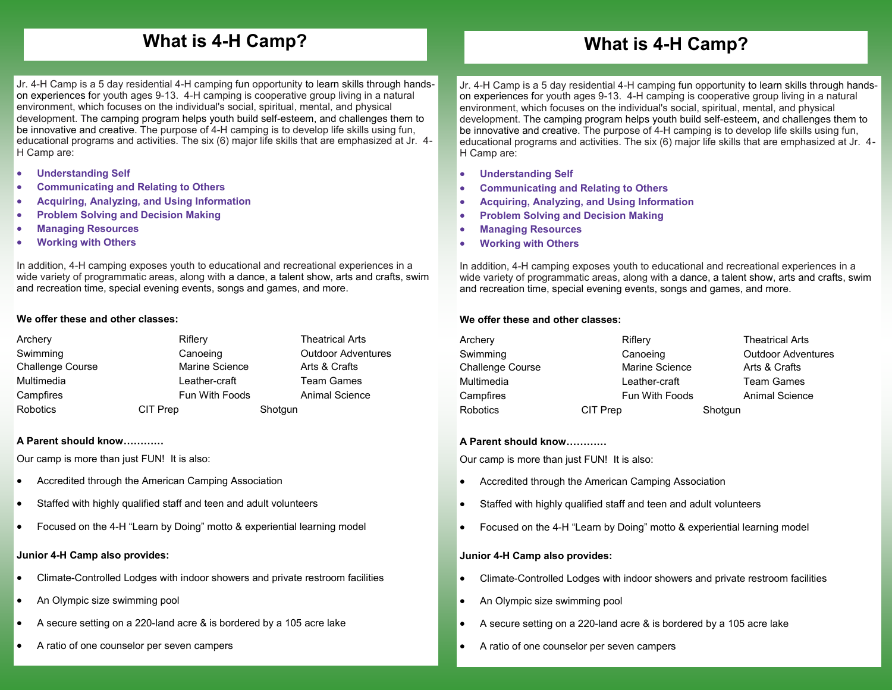# What is 4-H Camp?

Jr. 4-H Camp is a 5 day residential 4-H camping fun opportunity to learn skills through hands-on experiences for youth ages 9-13. 4-H camping is cooperative group living in a natural environment, which focuses on the individual's social, spiritual, mental, and physical development. The camping program helps youth build self-esteem, and challenges them to be innovative and creative. The purpose of 4-H camping is to develop life skills using fun, educational programs and activities. The six (6) major life skills that are emphasized at Jr. 4-H Camp are:

- **Understanding Self**
- **Communicating and Relating to Others**
- **Acquiring, Analyzing, and Using Information**
- **Problem Solving and Decision Making**
- **Managing Resources**
- **Working with Others**

In addition, 4-H camping exposes youth to educational and recreational experiences in a wide variety of programmatic areas, along with a dance, a talent show, arts and crafts, swim and recreation time, special evening events, songs and games, and more.

**We offer these and other classes:**

| | | |
|---|---|---|
| Archery | Riflery | Theatrical Arts |
| Swimming | Canoeing | Outdoor Adventures |
| Challenge Course | Marine Science | Arts & Crafts |
| Multimedia | Leather-craft | Team Games |
| Campfires | Fun With Foods | Animal Science |
| Robotics | CIT Prep | Shotgun |

**A Parent should know…………**

Our camp is more than just FUN! It is also:

- Accredited through the American Camping Association
- Staffed with highly qualified staff and teen and adult volunteers
- Focused on the 4-H "Learn by Doing" motto & experiential learning model

**Junior 4-H Camp also provides:**

- Climate-Controlled Lodges with indoor showers and private restroom facilities
- An Olympic size swimming pool
- A secure setting on a 220-land acre & is bordered by a 105 acre lake
- A ratio of one counselor per seven campers

# What is 4-H Camp?

Jr. 4-H Camp is a 5 day residential 4-H camping fun opportunity to learn skills through hands-on experiences for youth ages 9-13. 4-H camping is cooperative group living in a natural environment, which focuses on the individual's social, spiritual, mental, and physical development. The camping program helps youth build self-esteem, and challenges them to be innovative and creative. The purpose of 4-H camping is to develop life skills using fun, educational programs and activities. The six (6) major life skills that are emphasized at Jr. 4-H Camp are:

- **Understanding Self**
- **Communicating and Relating to Others**
- **Acquiring, Analyzing, and Using Information**
- **Problem Solving and Decision Making**
- **Managing Resources**
- **Working with Others**

In addition, 4-H camping exposes youth to educational and recreational experiences in a wide variety of programmatic areas, along with a dance, a talent show, arts and crafts, swim and recreation time, special evening events, songs and games, and more.

**We offer these and other classes:**

| | | |
|---|---|---|
| Archery | Riflery | Theatrical Arts |
| Swimming | Canoeing | Outdoor Adventures |
| Challenge Course | Marine Science | Arts & Crafts |
| Multimedia | Leather-craft | Team Games |
| Campfires | Fun With Foods | Animal Science |
| Robotics | CIT Prep | Shotgun |

**A Parent should know…………**

Our camp is more than just FUN! It is also:

- Accredited through the American Camping Association
- Staffed with highly qualified staff and teen and adult volunteers
- Focused on the 4-H "Learn by Doing" motto & experiential learning model

**Junior 4-H Camp also provides:**

- Climate-Controlled Lodges with indoor showers and private restroom facilities
- An Olympic size swimming pool
- A secure setting on a 220-land acre & is bordered by a 105 acre lake
- A ratio of one counselor per seven campers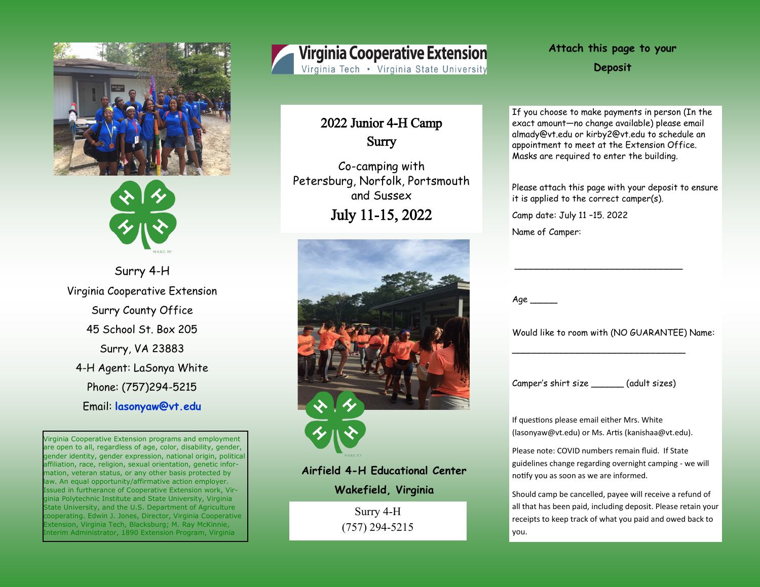Surry 4-H

Virginia Cooperative Extension

Surry County Office

45 School St. Box 205

Surry, VA 23883

4-H Agent: LaSonya White

Phone: (757)294-5215

Email: **lasonyaw@vt.edu**

Virginia Cooperative Extension programs and employment are open to all, regardless of age, color, disability, gender, gender identity, gender expression, national origin, political affiliation, race, religion, sexual orientation, genetic information, veteran status, or any other basis protected by law. An equal opportunity/affirmative action employer. Issued in furtherance of Cooperative Extension work, Virginia Polytechnic Institute and State University, Virginia State University, and the U.S. Department of Agriculture cooperating. Edwin J. Jones, Director, Virginia Cooperative Extension, Virginia Tech, Blacksburg; M. Ray McKinnie, Interim Administrator, 1890 Extension Program, Virginia

Virginia Cooperative Extension

Virginia Tech • Virginia State University

# 2022 Junior 4-H Camp Surry

Co-camping with Petersburg, Norfolk, Portsmouth and Sussex

## July 11-15, 2022

**Airfield 4-H Educational Center**

**Wakefield, Virginia**

Surry 4-H

(757) 294-5215

**Attach this page to your Deposit**

If you choose to make payments in person (In the exact amount—no change available) please email almady@vt.edu or kirby2@vt.edu to schedule an appointment to meet at the Extension Office. Masks are required to enter the building.

Please attach this page with your deposit to ensure it is applied to the correct camper(s).

Camp date: July 11 –15. 2022

Name of Camper:

________________________________

Age _____

Would like to room with (NO GUARANTEE) Name:

________________________________

Camper's shirt size ______ (adult sizes)

If questions please email either Mrs. White (lasonyaw@vt.edu) or Ms. Artis (kanishaa@vt.edu).

Please note: COVID numbers remain fluid. If State guidelines change regarding overnight camping - we will notify you as soon as we are informed.

Should camp be cancelled, payee will receive a refund of all that has been paid, including deposit. Please retain your receipts to keep track of what you paid and owed back to you.